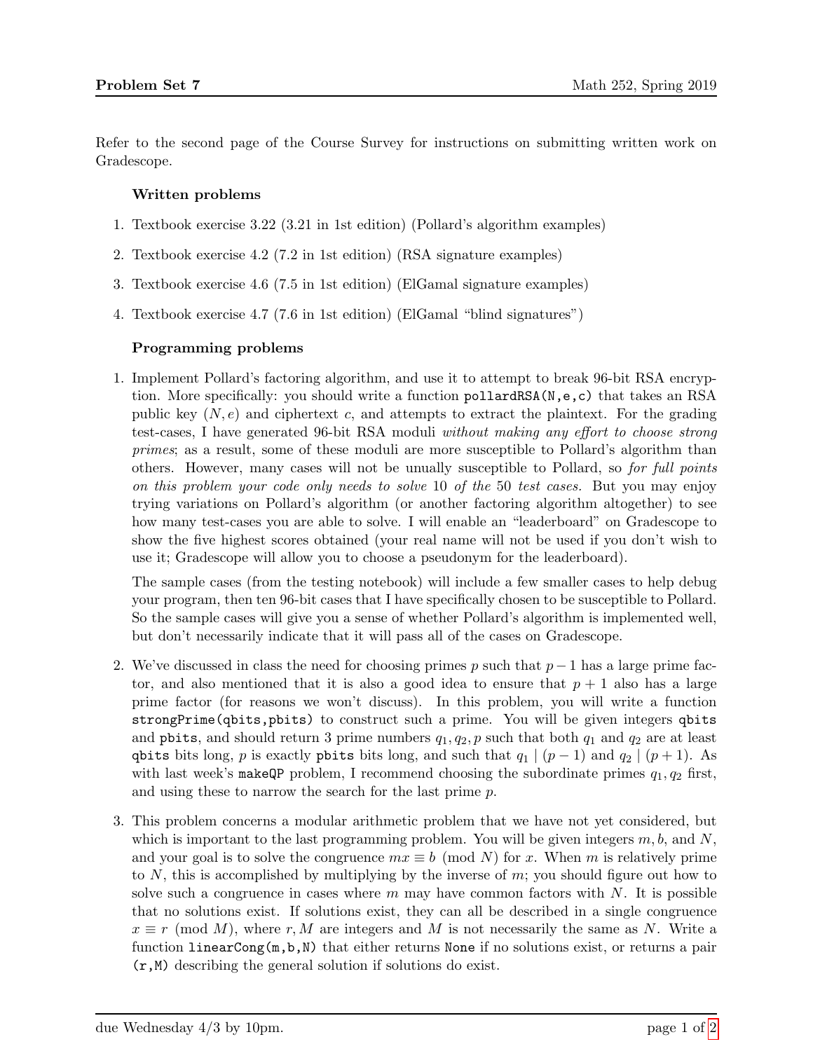**Problem Set 7** Math 252, Spring 2019

Refer to the second page of the Course Survey for instructions on submitting written work on Gradescope.

### Written problems

1. Textbook exercise 3.22 (3.21 in 1st edition) (Pollard's algorithm examples)
2. Textbook exercise 4.2 (7.2 in 1st edition) (RSA signature examples)
3. Textbook exercise 4.6 (7.5 in 1st edition) (ElGamal signature examples)
4. Textbook exercise 4.7 (7.6 in 1st edition) (ElGamal "blind signatures")

### Programming problems

1. Implement Pollard's factoring algorithm, and use it to attempt to break 96-bit RSA encryption. More specifically: you should write a function `pollardRSA(N,e,c)` that takes an RSA public key $(N, e)$ and ciphertext $c$, and attempts to extract the plaintext. For the grading test-cases, I have generated 96-bit RSA moduli *without making any effort to choose strong primes*; as a result, some of these moduli are more susceptible to Pollard's algorithm than others. However, many cases will not be unually susceptible to Pollard, so *for full points on this problem your code only needs to solve* 10 *of the* 50 *test cases.* But you may enjoy trying variations on Pollard's algorithm (or another factoring algorithm altogether) to see how many test-cases you are able to solve. I will enable an "leaderboard" on Gradescope to show the five highest scores obtained (your real name will not be used if you don't wish to use it; Gradescope will allow you to choose a pseudonym for the leaderboard).

   The sample cases (from the testing notebook) will include a few smaller cases to help debug your program, then ten 96-bit cases that I have specifically chosen to be susceptible to Pollard. So the sample cases will give you a sense of whether Pollard's algorithm is implemented well, but don't necessarily indicate that it will pass all of the cases on Gradescope.

2. We've discussed in class the need for choosing primes $p$ such that $p-1$ has a large prime factor, and also mentioned that it is also a good idea to ensure that $p+1$ also has a large prime factor (for reasons we won't discuss). In this problem, you will write a function `strongPrime(qbits,pbits)` to construct such a prime. You will be given integers `qbits` and `pbits`, and should return 3 prime numbers $q_1, q_2, p$ such that both $q_1$ and $q_2$ are at least `qbits` bits long, $p$ is exactly `pbits` bits long, and such that $q_1 \mid (p-1)$ and $q_2 \mid (p+1)$. As with last week's `makeQP` problem, I recommend choosing the subordinate primes $q_1, q_2$ first, and using these to narrow the search for the last prime $p$.

3. This problem concerns a modular arithmetic problem that we have not yet considered, but which is important to the last programming problem. You will be given integers $m, b$, and $N$, and your goal is to solve the congruence $mx \equiv b \pmod{N}$ for $x$. When $m$ is relatively prime to $N$, this is accomplished by multiplying by the inverse of $m$; you should figure out how to solve such a congruence in cases where $m$ may have common factors with $N$. It is possible that no solutions exist. If solutions exist, they can all be described in a single congruence $x \equiv r \pmod{M}$, where $r, M$ are integers and $M$ is not necessarily the same as $N$. Write a function `linearCong(m,b,N)` that either returns `None` if no solutions exist, or returns a pair `(r,M)` describing the general solution if solutions do exist.

due Wednesday 4/3 by 10pm.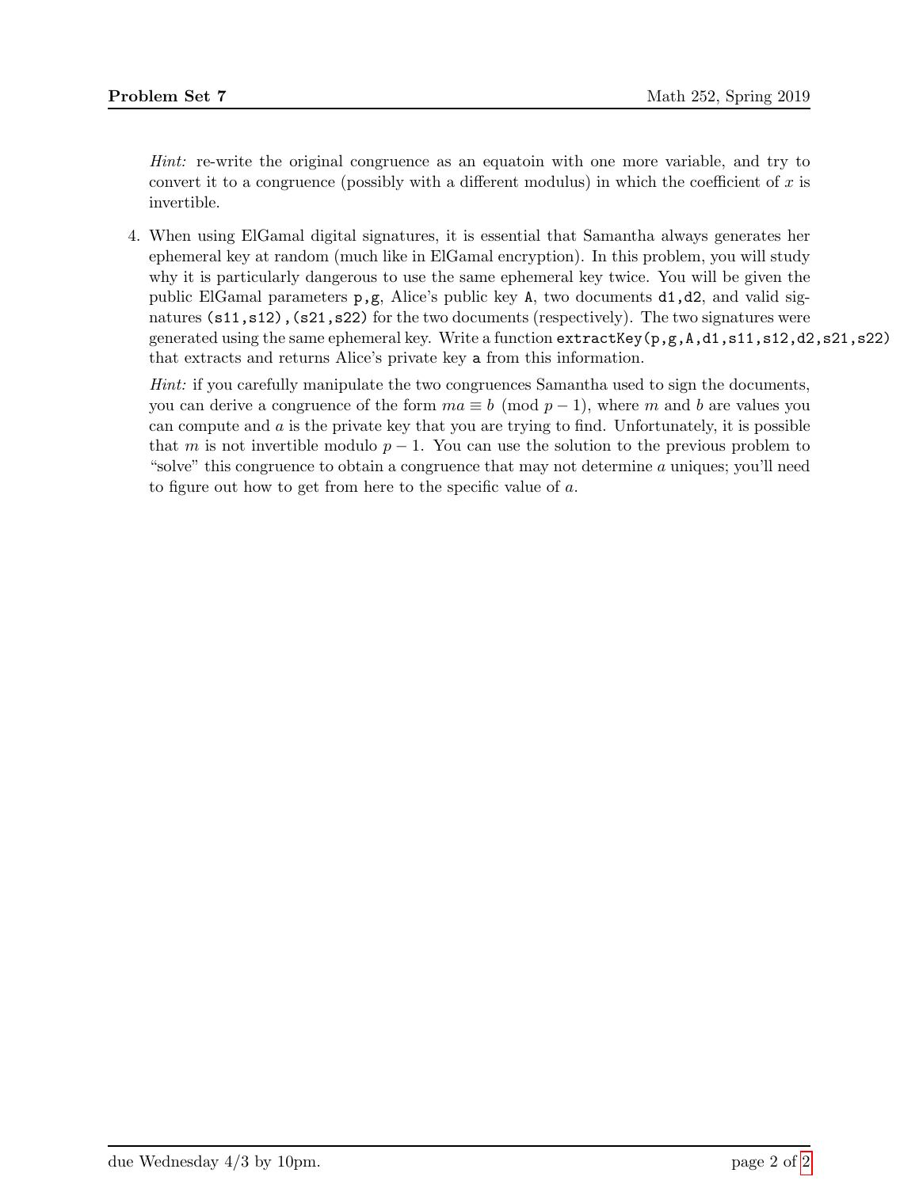*Hint:* re-write the original congruence as an equatoin with one more variable, and try to convert it to a congruence (possibly with a different modulus) in which the coefficient of $x$ is invertible.

4. When using ElGamal digital signatures, it is essential that Samantha always generates her ephemeral key at random (much like in ElGamal encryption). In this problem, you will study why it is particularly dangerous to use the same ephemeral key twice. You will be given the public ElGamal parameters `p,g`, Alice's public key `A`, two documents `d1,d2`, and valid signatures `(s11,s12),(s21,s22)` for the two documents (respectively). The two signatures were generated using the same ephemeral key. Write a function `extractKey(p,g,A,d1,s11,s12,d2,s21,s22)` that extracts and returns Alice's private key `a` from this information.

   *Hint:* if you carefully manipulate the two congruences Samantha used to sign the documents, you can derive a congruence of the form $ma \equiv b \pmod{p-1}$, where $m$ and $b$ are values you can compute and $a$ is the private key that you are trying to find. Unfortunately, it is possible that $m$ is not invertible modulo $p-1$. You can use the solution to the previous problem to "solve" this congruence to obtain a congruence that may not determine $a$ uniques; you'll need to figure out how to get from here to the specific value of $a$.